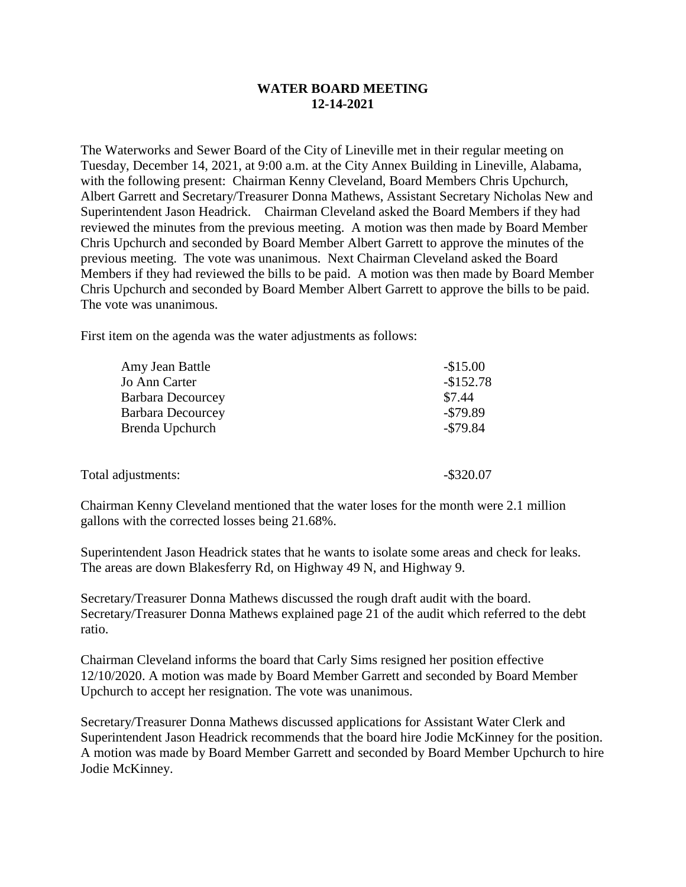# WATER BOARD MEETING
## 12-14-2021

The Waterworks and Sewer Board of the City of Lineville met in their regular meeting on Tuesday, December 14, 2021, at 9:00 a.m. at the City Annex Building in Lineville, Alabama, with the following present: Chairman Kenny Cleveland, Board Members Chris Upchurch, Albert Garrett and Secretary/Treasurer Donna Mathews, Assistant Secretary Nicholas New and Superintendent Jason Headrick. Chairman Cleveland asked the Board Members if they had reviewed the minutes from the previous meeting. A motion was then made by Board Member Chris Upchurch and seconded by Board Member Albert Garrett to approve the minutes of the previous meeting. The vote was unanimous. Next Chairman Cleveland asked the Board Members if they had reviewed the bills to be paid. A motion was then made by Board Member Chris Upchurch and seconded by Board Member Albert Garrett to approve the bills to be paid. The vote was unanimous.

First item on the agenda was the water adjustments as follows:

| | |
|---|---|
| Amy Jean Battle | -$15.00 |
| Jo Ann Carter | -$152.78 |
| Barbara Decourcey | $7.44 |
| Barbara Decourcey | -$79.89 |
| Brenda Upchurch | -$79.84 |
| | |
| Total adjustments: | -$320.07 |

Chairman Kenny Cleveland mentioned that the water loses for the month were 2.1 million gallons with the corrected losses being 21.68%.

Superintendent Jason Headrick states that he wants to isolate some areas and check for leaks. The areas are down Blakesferry Rd, on Highway 49 N, and Highway 9.

Secretary/Treasurer Donna Mathews discussed the rough draft audit with the board. Secretary/Treasurer Donna Mathews explained page 21 of the audit which referred to the debt ratio.

Chairman Cleveland informs the board that Carly Sims resigned her position effective 12/10/2020. A motion was made by Board Member Garrett and seconded by Board Member Upchurch to accept her resignation. The vote was unanimous.

Secretary/Treasurer Donna Mathews discussed applications for Assistant Water Clerk and Superintendent Jason Headrick recommends that the board hire Jodie McKinney for the position. A motion was made by Board Member Garrett and seconded by Board Member Upchurch to hire Jodie McKinney.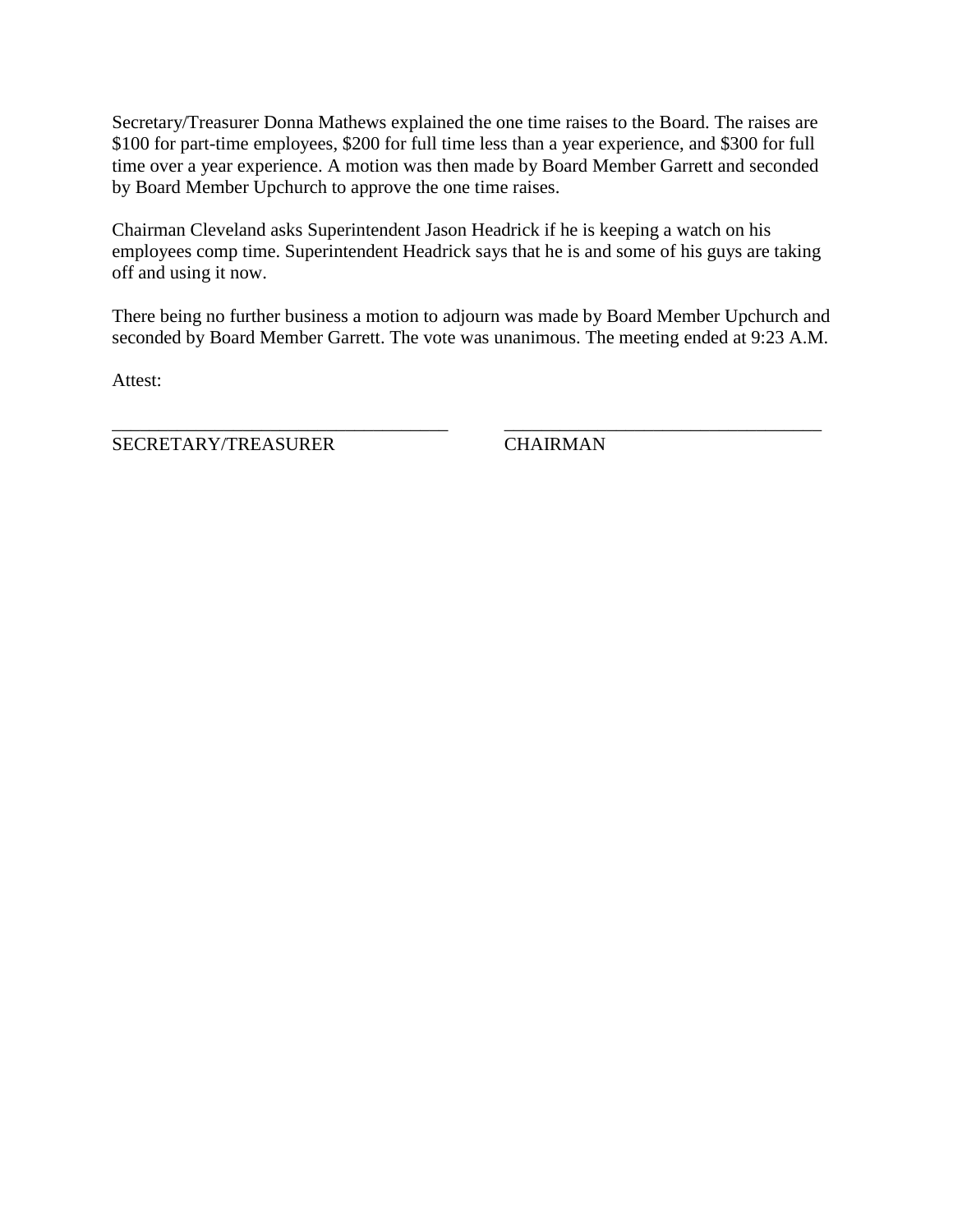Secretary/Treasurer Donna Mathews explained the one time raises to the Board. The raises are $100 for part-time employees, $200 for full time less than a year experience, and $300 for full time over a year experience. A motion was then made by Board Member Garrett and seconded by Board Member Upchurch to approve the one time raises.

Chairman Cleveland asks Superintendent Jason Headrick if he is keeping a watch on his employees comp time. Superintendent Headrick says that he is and some of his guys are taking off and using it now.

There being no further business a motion to adjourn was made by Board Member Upchurch and seconded by Board Member Garrett. The vote was unanimous. The meeting ended at 9:23 A.M.

Attest:

_____________________________________ &nbsp;&nbsp;&nbsp;&nbsp; ___________________________________

SECRETARY/TREASURER &nbsp;&nbsp;&nbsp;&nbsp; CHAIRMAN